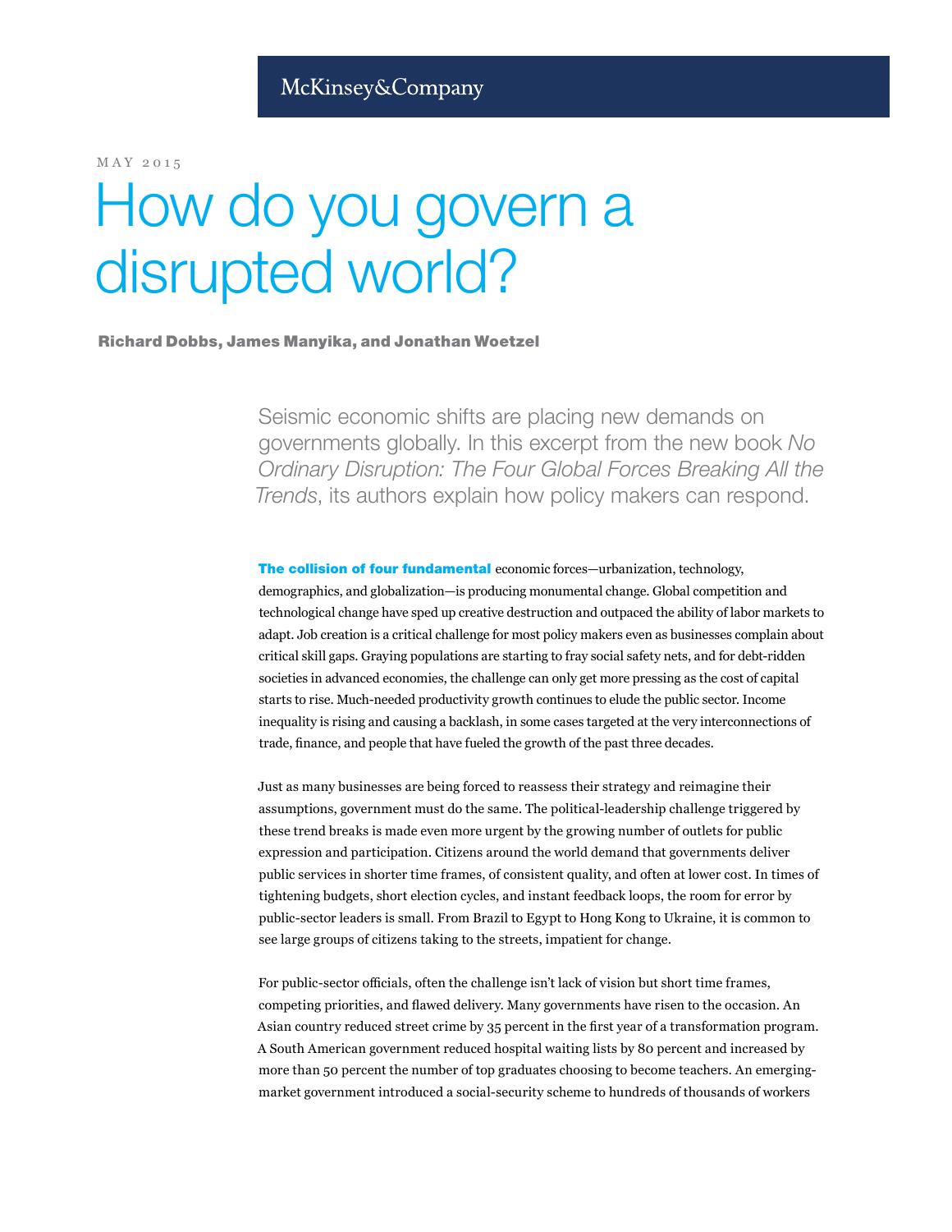McKinsey&Company

MAY 2015

# How do you govern a disrupted world?

**Richard Dobbs, James Manyika, and Jonathan Woetzel**

Seismic economic shifts are placing new demands on governments globally. In this excerpt from the new book *No Ordinary Disruption: The Four Global Forces Breaking All the Trends*, its authors explain how policy makers can respond.

**The collision of four fundamental** economic forces—urbanization, technology, demographics, and globalization—is producing monumental change. Global competition and technological change have sped up creative destruction and outpaced the ability of labor markets to adapt. Job creation is a critical challenge for most policy makers even as businesses complain about critical skill gaps. Graying populations are starting to fray social safety nets, and for debt-ridden societies in advanced economies, the challenge can only get more pressing as the cost of capital starts to rise. Much-needed productivity growth continues to elude the public sector. Income inequality is rising and causing a backlash, in some cases targeted at the very interconnections of trade, finance, and people that have fueled the growth of the past three decades.

Just as many businesses are being forced to reassess their strategy and reimagine their assumptions, government must do the same. The political-leadership challenge triggered by these trend breaks is made even more urgent by the growing number of outlets for public expression and participation. Citizens around the world demand that governments deliver public services in shorter time frames, of consistent quality, and often at lower cost. In times of tightening budgets, short election cycles, and instant feedback loops, the room for error by public-sector leaders is small. From Brazil to Egypt to Hong Kong to Ukraine, it is common to see large groups of citizens taking to the streets, impatient for change.

For public-sector officials, often the challenge isn't lack of vision but short time frames, competing priorities, and flawed delivery. Many governments have risen to the occasion. An Asian country reduced street crime by 35 percent in the first year of a transformation program. A South American government reduced hospital waiting lists by 80 percent and increased by more than 50 percent the number of top graduates choosing to become teachers. An emerging-market government introduced a social-security scheme to hundreds of thousands of workers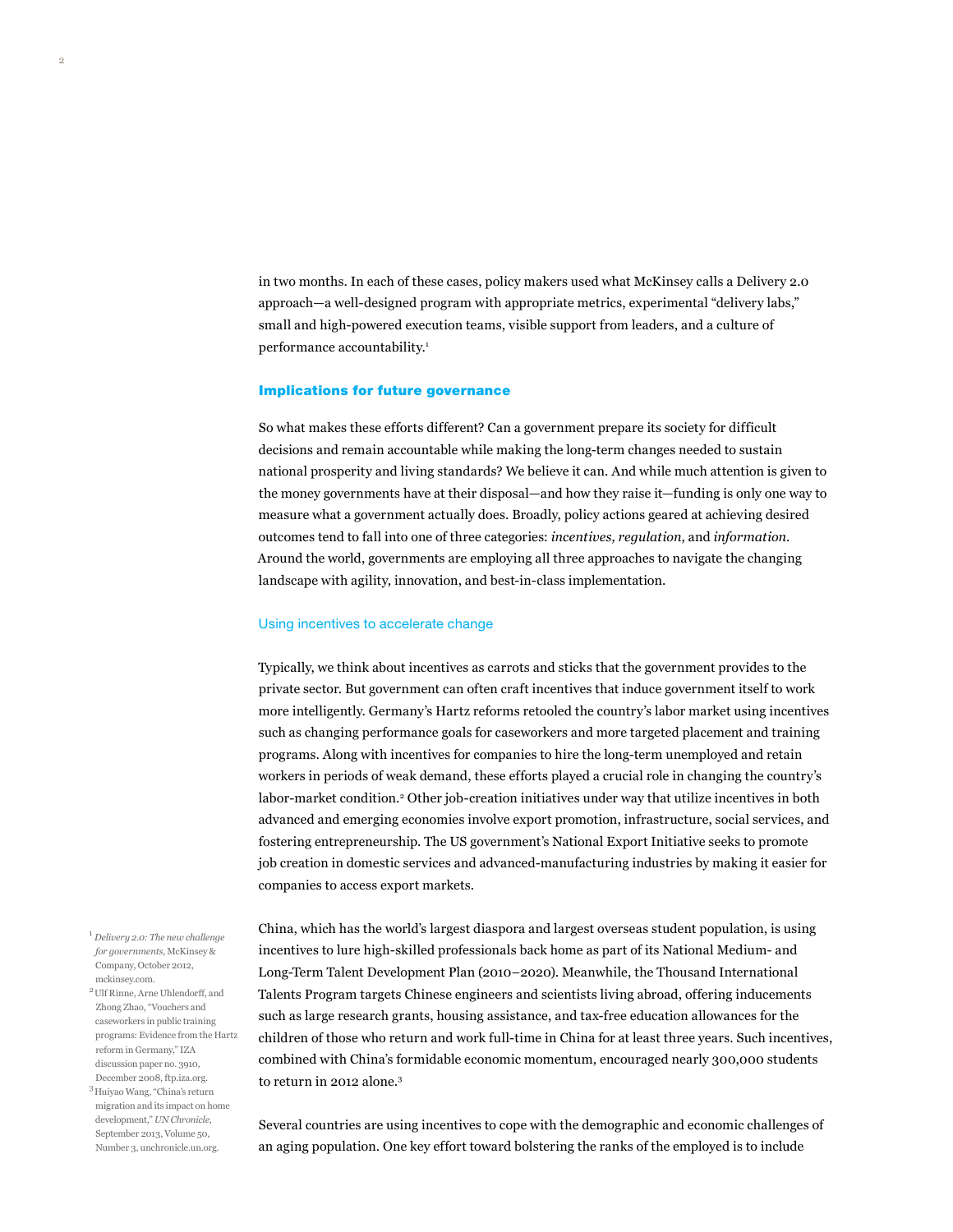in two months. In each of these cases, policy makers used what McKinsey calls a Delivery 2.0 approach—a well-designed program with appropriate metrics, experimental "delivery labs," small and high-powered execution teams, visible support from leaders, and a culture of performance accountability.[1]

## Implications for future governance

So what makes these efforts different? Can a government prepare its society for difficult decisions and remain accountable while making the long-term changes needed to sustain national prosperity and living standards? We believe it can. And while much attention is given to the money governments have at their disposal—and how they raise it—funding is only one way to measure what a government actually does. Broadly, policy actions geared at achieving desired outcomes tend to fall into one of three categories: *incentives, regulation*, and *information*. Around the world, governments are employing all three approaches to navigate the changing landscape with agility, innovation, and best-in-class implementation.

### Using incentives to accelerate change

Typically, we think about incentives as carrots and sticks that the government provides to the private sector. But government can often craft incentives that induce government itself to work more intelligently. Germany's Hartz reforms retooled the country's labor market using incentives such as changing performance goals for caseworkers and more targeted placement and training programs. Along with incentives for companies to hire the long-term unemployed and retain workers in periods of weak demand, these efforts played a crucial role in changing the country's labor-market condition.[2] Other job-creation initiatives under way that utilize incentives in both advanced and emerging economies involve export promotion, infrastructure, social services, and fostering entrepreneurship. The US government's National Export Initiative seeks to promote job creation in domestic services and advanced-manufacturing industries by making it easier for companies to access export markets.

China, which has the world's largest diaspora and largest overseas student population, is using incentives to lure high-skilled professionals back home as part of its National Medium- and Long-Term Talent Development Plan (2010–2020). Meanwhile, the Thousand International Talents Program targets Chinese engineers and scientists living abroad, offering inducements such as large research grants, housing assistance, and tax-free education allowances for the children of those who return and work full-time in China for at least three years. Such incentives, combined with China's formidable economic momentum, encouraged nearly 300,000 students to return in 2012 alone.[3]

Several countries are using incentives to cope with the demographic and economic challenges of an aging population. One key effort toward bolstering the ranks of the employed is to include

[1] *Delivery 2.0: The new challenge for governments*, McKinsey & Company, October 2012, mckinsey.com.

[2] Ulf Rinne, Arne Uhlendorff, and Zhong Zhao, "Vouchers and caseworkers in public training programs: Evidence from the Hartz reform in Germany," IZA discussion paper no. 3910, December 2008, ftp.iza.org.

[3] Huiyao Wang, "China's return migration and its impact on home development," *UN Chronicle*, September 2013, Volume 50, Number 3, unchronicle.un.org.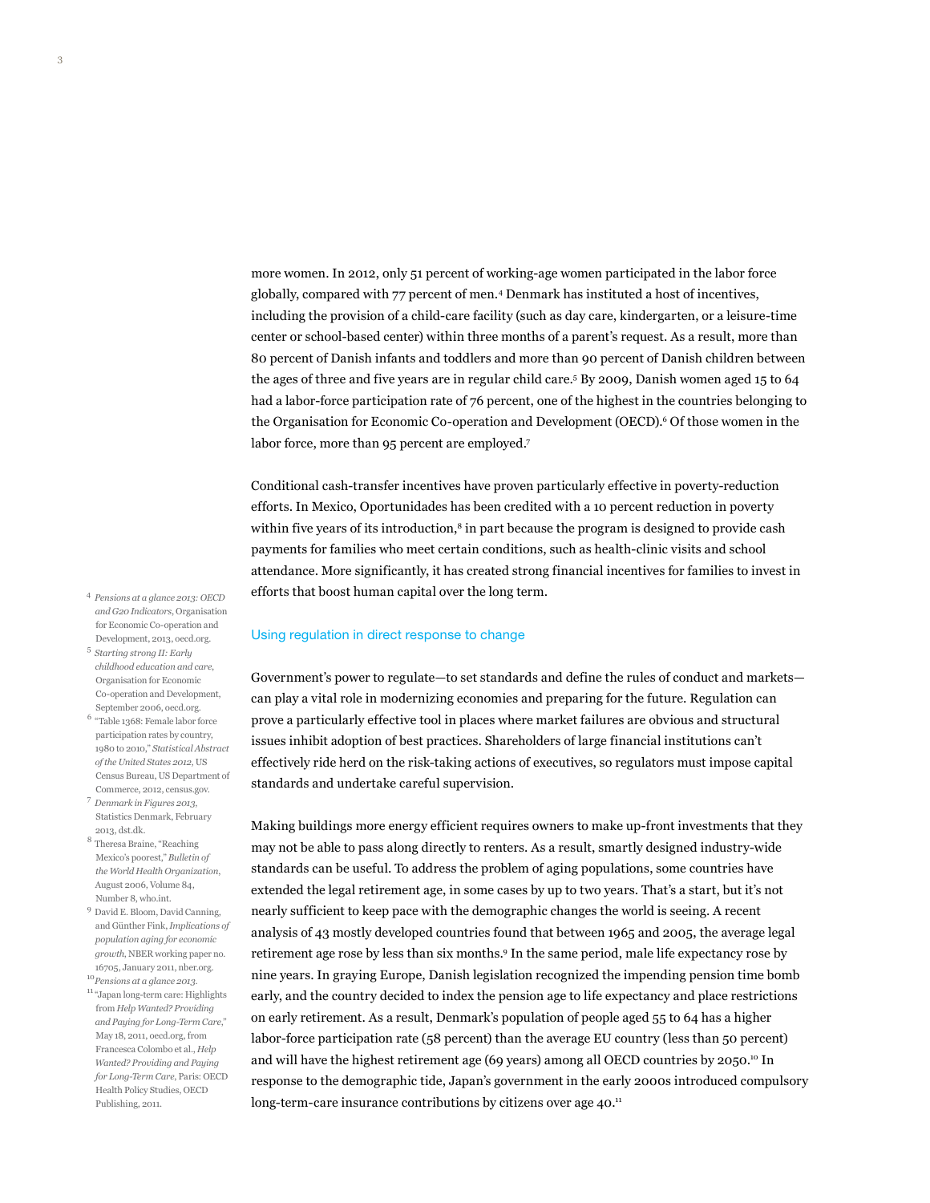more women. In 2012, only 51 percent of working-age women participated in the labor force globally, compared with 77 percent of men.[4] Denmark has instituted a host of incentives, including the provision of a child-care facility (such as day care, kindergarten, or a leisure-time center or school-based center) within three months of a parent's request. As a result, more than 80 percent of Danish infants and toddlers and more than 90 percent of Danish children between the ages of three and five years are in regular child care.[5] By 2009, Danish women aged 15 to 64 had a labor-force participation rate of 76 percent, one of the highest in the countries belonging to the Organisation for Economic Co-operation and Development (OECD).[6] Of those women in the labor force, more than 95 percent are employed.[7]

Conditional cash-transfer incentives have proven particularly effective in poverty-reduction efforts. In Mexico, Oportunidades has been credited with a 10 percent reduction in poverty within five years of its introduction,[8] in part because the program is designed to provide cash payments for families who meet certain conditions, such as health-clinic visits and school attendance. More significantly, it has created strong financial incentives for families to invest in efforts that boost human capital over the long term.

## Using regulation in direct response to change

Government's power to regulate—to set standards and define the rules of conduct and markets—can play a vital role in modernizing economies and preparing for the future. Regulation can prove a particularly effective tool in places where market failures are obvious and structural issues inhibit adoption of best practices. Shareholders of large financial institutions can't effectively ride herd on the risk-taking actions of executives, so regulators must impose capital standards and undertake careful supervision.

Making buildings more energy efficient requires owners to make up-front investments that they may not be able to pass along directly to renters. As a result, smartly designed industry-wide standards can be useful. To address the problem of aging populations, some countries have extended the legal retirement age, in some cases by up to two years. That's a start, but it's not nearly sufficient to keep pace with the demographic changes the world is seeing. A recent analysis of 43 mostly developed countries found that between 1965 and 2005, the average legal retirement age rose by less than six months.[9] In the same period, male life expectancy rose by nine years. In graying Europe, Danish legislation recognized the impending pension time bomb early, and the country decided to index the pension age to life expectancy and place restrictions on early retirement. As a result, Denmark's population of people aged 55 to 64 has a higher labor-force participation rate (58 percent) than the average EU country (less than 50 percent) and will have the highest retirement age (69 years) among all OECD countries by 2050.[10] In response to the demographic tide, Japan's government in the early 2000s introduced compulsory long-term-care insurance contributions by citizens over age 40.[11]

---

[4] *Pensions at a glance 2013: OECD and G20 Indicators*, Organisation for Economic Co-operation and Development, 2013, oecd.org.

[5] *Starting strong II: Early childhood education and care*, Organisation for Economic Co-operation and Development, September 2006, oecd.org.

[6] "Table 1368: Female labor force participation rates by country, 1980 to 2010," *Statistical Abstract of the United States 2012*, US Census Bureau, US Department of Commerce, 2012, census.gov.

[7] *Denmark in Figures 2013*, Statistics Denmark, February 2013, dst.dk.

[8] Theresa Braine, "Reaching Mexico's poorest," *Bulletin of the World Health Organization*, August 2006, Volume 84, Number 8, who.int.

[9] David E. Bloom, David Canning, and Günther Fink, *Implications of population aging for economic growth*, NBER working paper no. 16705, January 2011, nber.org.

[10] *Pensions at a glance 2013*.

[11] "Japan long-term care: Highlights from *Help Wanted? Providing and Paying for Long-Term Care*," May 18, 2011, oecd.org, from Francesca Colombo et al., *Help Wanted? Providing and Paying for Long-Term Care*, Paris: OECD Health Policy Studies, OECD Publishing, 2011.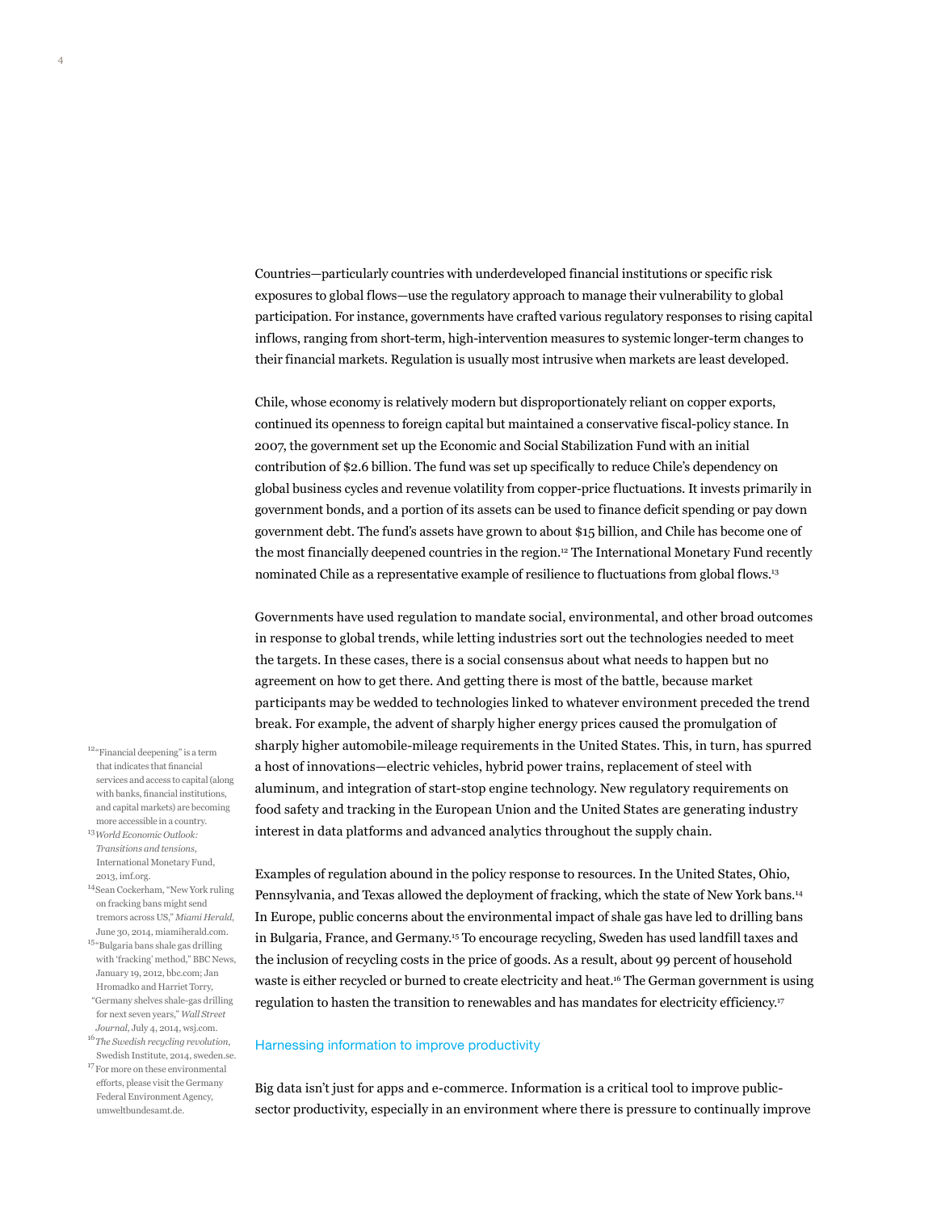Countries—particularly countries with underdeveloped financial institutions or specific risk exposures to global flows—use the regulatory approach to manage their vulnerability to global participation. For instance, governments have crafted various regulatory responses to rising capital inflows, ranging from short-term, high-intervention measures to systemic longer-term changes to their financial markets. Regulation is usually most intrusive when markets are least developed.

Chile, whose economy is relatively modern but disproportionately reliant on copper exports, continued its openness to foreign capital but maintained a conservative fiscal-policy stance. In 2007, the government set up the Economic and Social Stabilization Fund with an initial contribution of $2.6 billion. The fund was set up specifically to reduce Chile's dependency on global business cycles and revenue volatility from copper-price fluctuations. It invests primarily in government bonds, and a portion of its assets can be used to finance deficit spending or pay down government debt. The fund's assets have grown to about $15 billion, and Chile has become one of the most financially deepened countries in the region.[12] The International Monetary Fund recently nominated Chile as a representative example of resilience to fluctuations from global flows.[13]

Governments have used regulation to mandate social, environmental, and other broad outcomes in response to global trends, while letting industries sort out the technologies needed to meet the targets. In these cases, there is a social consensus about what needs to happen but no agreement on how to get there. And getting there is most of the battle, because market participants may be wedded to technologies linked to whatever environment preceded the trend break. For example, the advent of sharply higher energy prices caused the promulgation of sharply higher automobile-mileage requirements in the United States. This, in turn, has spurred a host of innovations—electric vehicles, hybrid power trains, replacement of steel with aluminum, and integration of start-stop engine technology. New regulatory requirements on food safety and tracking in the European Union and the United States are generating industry interest in data platforms and advanced analytics throughout the supply chain.

Examples of regulation abound in the policy response to resources. In the United States, Ohio, Pennsylvania, and Texas allowed the deployment of fracking, which the state of New York bans.[14] In Europe, public concerns about the environmental impact of shale gas have led to drilling bans in Bulgaria, France, and Germany.[15] To encourage recycling, Sweden has used landfill taxes and the inclusion of recycling costs in the price of goods. As a result, about 99 percent of household waste is either recycled or burned to create electricity and heat.[16] The German government is using regulation to hasten the transition to renewables and has mandates for electricity efficiency.[17]

### Harnessing information to improve productivity

Big data isn't just for apps and e-commerce. Information is a critical tool to improve public-sector productivity, especially in an environment where there is pressure to continually improve

[12] "Financial deepening" is a term that indicates that financial services and access to capital (along with banks, financial institutions, and capital markets) are becoming more accessible in a country.

[13] *World Economic Outlook: Transitions and tensions*, International Monetary Fund, 2013, imf.org.

[14] Sean Cockerham, "New York ruling on fracking bans might send tremors across US," *Miami Herald*, June 30, 2014, miamiherald.com.

[15] "Bulgaria bans shale gas drilling with 'fracking' method," BBC News, January 19, 2012, bbc.com; Jan Hromadko and Harriet Torry, "Germany shelves shale-gas drilling for next seven years," *Wall Street Journal*, July 4, 2014, wsj.com.

[16] *The Swedish recycling revolution*, Swedish Institute, 2014, sweden.se.

[17] For more on these environmental efforts, please visit the Germany Federal Environment Agency, umweltbundesamt.de.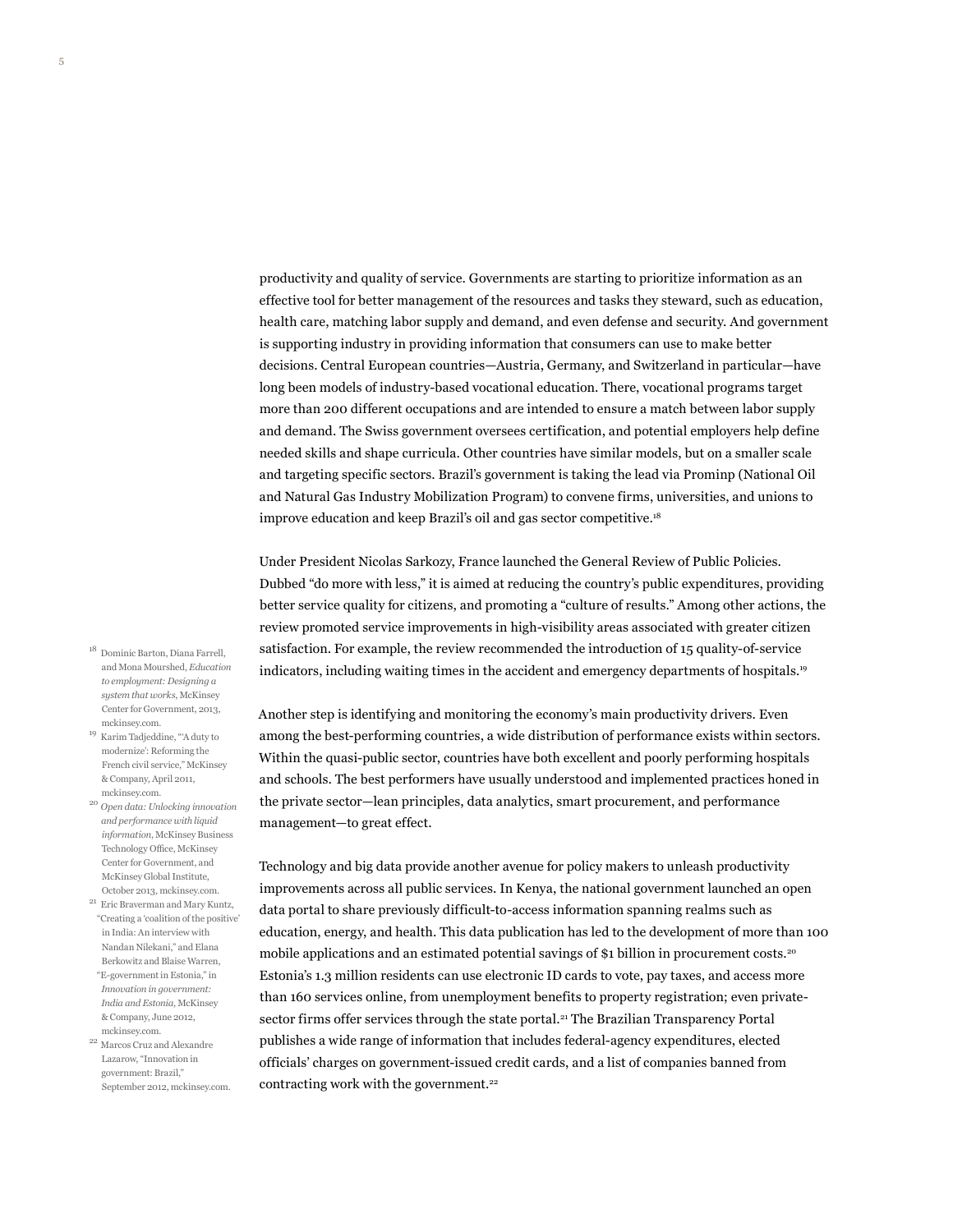productivity and quality of service. Governments are starting to prioritize information as an effective tool for better management of the resources and tasks they steward, such as education, health care, matching labor supply and demand, and even defense and security. And government is supporting industry in providing information that consumers can use to make better decisions. Central European countries—Austria, Germany, and Switzerland in particular—have long been models of industry-based vocational education. There, vocational programs target more than 200 different occupations and are intended to ensure a match between labor supply and demand. The Swiss government oversees certification, and potential employers help define needed skills and shape curricula. Other countries have similar models, but on a smaller scale and targeting specific sectors. Brazil's government is taking the lead via Prominp (National Oil and Natural Gas Industry Mobilization Program) to convene firms, universities, and unions to improve education and keep Brazil's oil and gas sector competitive.[18]

Under President Nicolas Sarkozy, France launched the General Review of Public Policies. Dubbed "do more with less," it is aimed at reducing the country's public expenditures, providing better service quality for citizens, and promoting a "culture of results." Among other actions, the review promoted service improvements in high-visibility areas associated with greater citizen satisfaction. For example, the review recommended the introduction of 15 quality-of-service indicators, including waiting times in the accident and emergency departments of hospitals.[19]

Another step is identifying and monitoring the economy's main productivity drivers. Even among the best-performing countries, a wide distribution of performance exists within sectors. Within the quasi-public sector, countries have both excellent and poorly performing hospitals and schools. The best performers have usually understood and implemented practices honed in the private sector—lean principles, data analytics, smart procurement, and performance management—to great effect.

Technology and big data provide another avenue for policy makers to unleash productivity improvements across all public services. In Kenya, the national government launched an open data portal to share previously difficult-to-access information spanning realms such as education, energy, and health. This data publication has led to the development of more than 100 mobile applications and an estimated potential savings of $1 billion in procurement costs.[20] Estonia's 1.3 million residents can use electronic ID cards to vote, pay taxes, and access more than 160 services online, from unemployment benefits to property registration; even private-sector firms offer services through the state portal.[21] The Brazilian Transparency Portal publishes a wide range of information that includes federal-agency expenditures, elected officials' charges on government-issued credit cards, and a list of companies banned from contracting work with the government.[22]

[18] Dominic Barton, Diana Farrell, and Mona Mourshed, *Education to employment: Designing a system that works*, McKinsey Center for Government, 2013, mckinsey.com.

[19] Karim Tadjeddine, "'A duty to modernize': Reforming the French civil service," McKinsey & Company, April 2011, mckinsey.com.

[20] *Open data: Unlocking innovation and performance with liquid information*, McKinsey Business Technology Office, McKinsey Center for Government, and McKinsey Global Institute, October 2013, mckinsey.com.

[21] Eric Braverman and Mary Kuntz, "Creating a 'coalition of the positive' in India: An interview with Nandan Nilekani," and Elana Berkowitz and Blaise Warren, "E-government in Estonia," in *Innovation in government: India and Estonia*, McKinsey & Company, June 2012, mckinsey.com.

[22] Marcos Cruz and Alexandre Lazarow, "Innovation in government: Brazil," September 2012, mckinsey.com.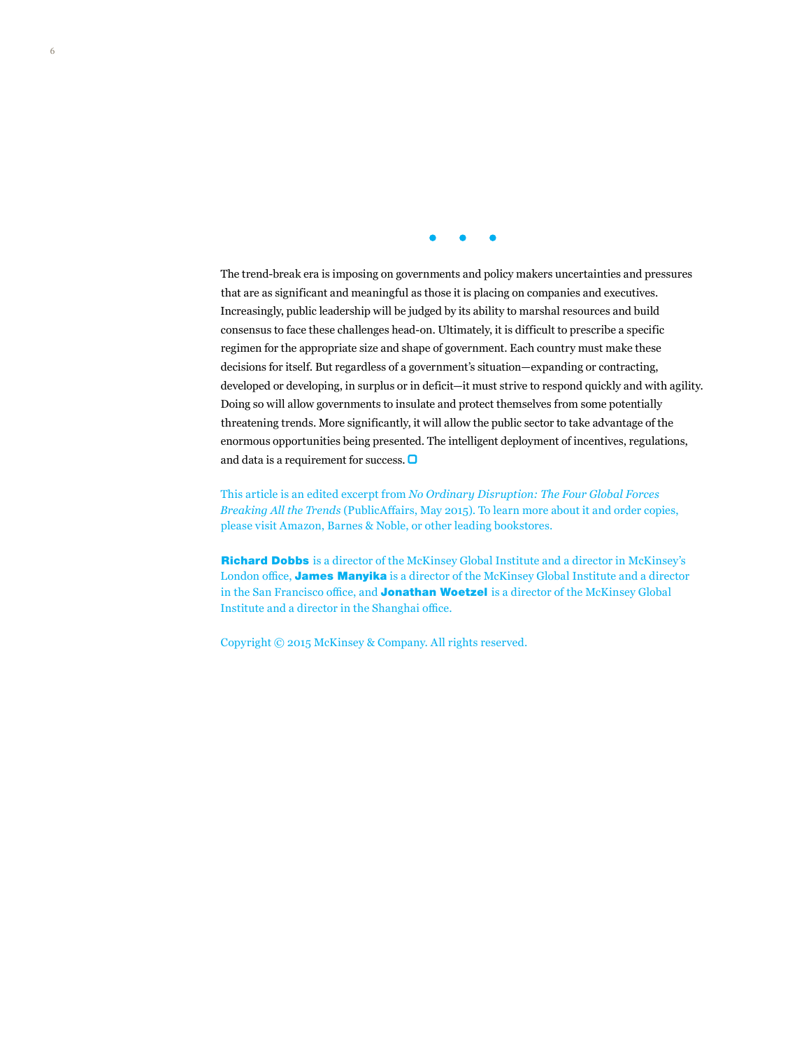• • •

The trend-break era is imposing on governments and policy makers uncertainties and pressures that are as significant and meaningful as those it is placing on companies and executives. Increasingly, public leadership will be judged by its ability to marshal resources and build consensus to face these challenges head-on. Ultimately, it is difficult to prescribe a specific regimen for the appropriate size and shape of government. Each country must make these decisions for itself. But regardless of a government's situation—expanding or contracting, developed or developing, in surplus or in deficit—it must strive to respond quickly and with agility. Doing so will allow governments to insulate and protect themselves from some potentially threatening trends. More significantly, it will allow the public sector to take advantage of the enormous opportunities being presented. The intelligent deployment of incentives, regulations, and data is a requirement for success.

This article is an edited excerpt from *No Ordinary Disruption: The Four Global Forces Breaking All the Trends* (PublicAffairs, May 2015). To learn more about it and order copies, please visit Amazon, Barnes & Noble, or other leading bookstores.

**Richard Dobbs** is a director of the McKinsey Global Institute and a director in McKinsey's London office, **James Manyika** is a director of the McKinsey Global Institute and a director in the San Francisco office, and **Jonathan Woetzel** is a director of the McKinsey Global Institute and a director in the Shanghai office.

Copyright © 2015 McKinsey & Company. All rights reserved.